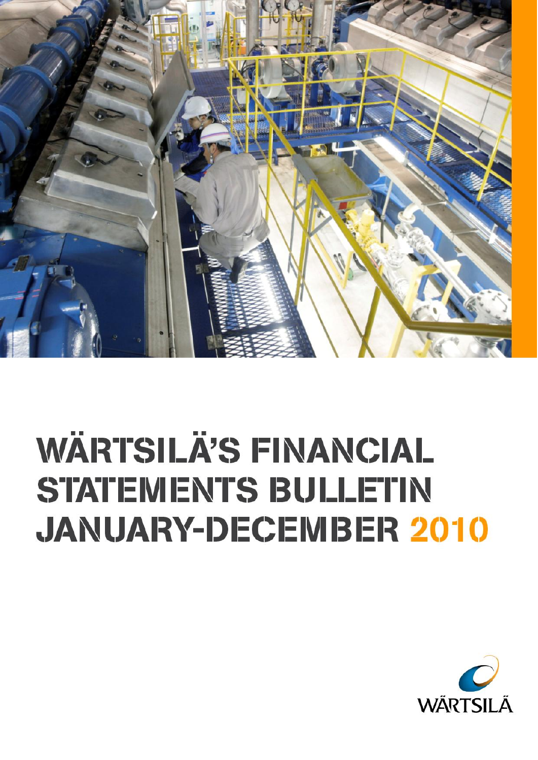# WÄRTSILÄ'S FINANCIAL STATEMENTS BULLETIN JANUARY-DECEMBER 2010

WÄRTSILÄ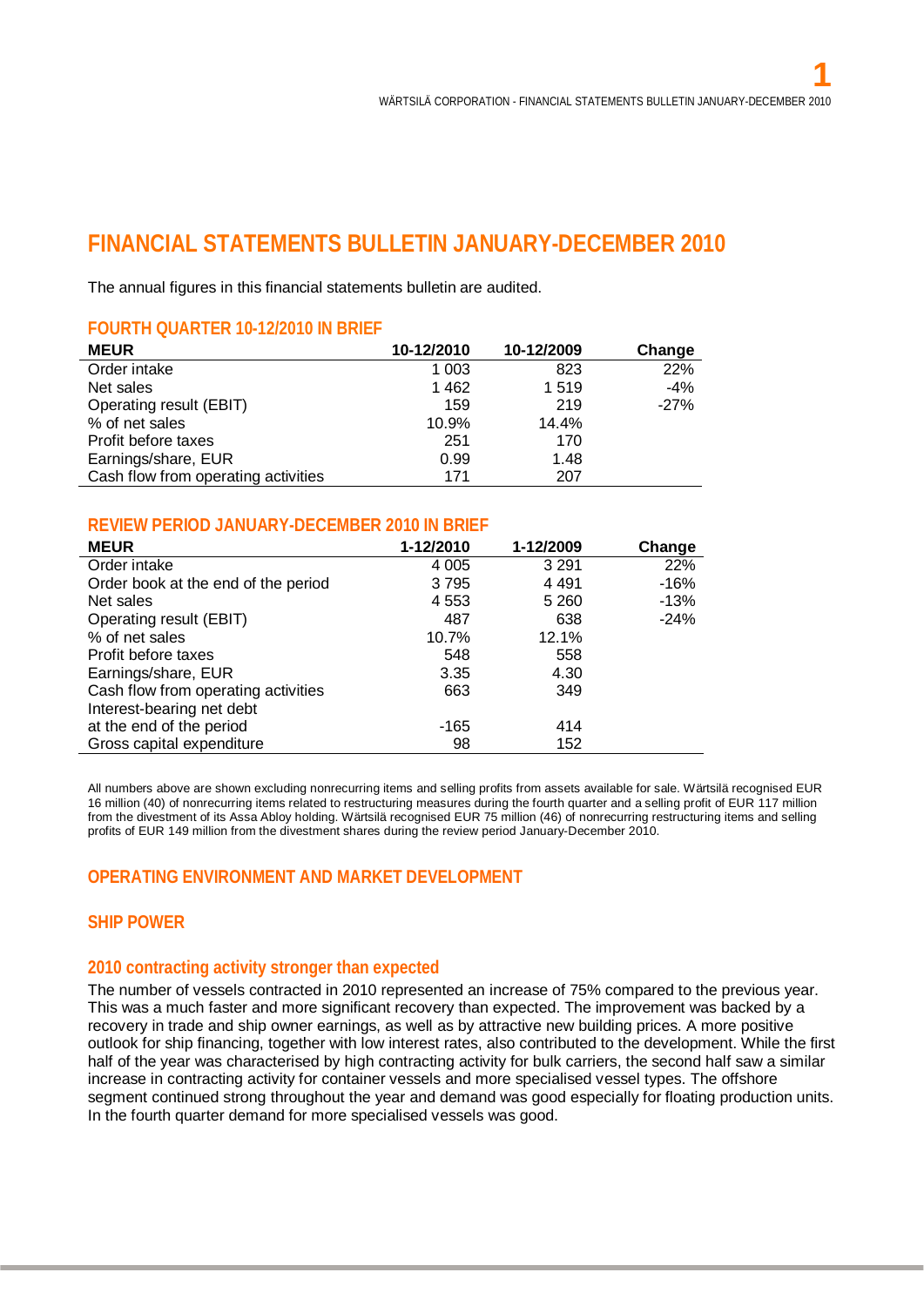# FINANCIAL STATEMENTS BULLETIN JANUARY-DECEMBER 2010

The annual figures in this financial statements bulletin are audited.

## FOURTH QUARTER 10-12/2010 IN BRIEF

| MEUR | 10-12/2010 | 10-12/2009 | Change |
|---|---|---|---|
| Order intake | 1 003 | 823 | 22% |
| Net sales | 1 462 | 1 519 | -4% |
| Operating result (EBIT) | 159 | 219 | -27% |
| % of net sales | 10.9% | 14.4% | |
| Profit before taxes | 251 | 170 | |
| Earnings/share, EUR | 0.99 | 1.48 | |
| Cash flow from operating activities | 171 | 207 | |

## REVIEW PERIOD JANUARY-DECEMBER 2010 IN BRIEF

| MEUR | 1-12/2010 | 1-12/2009 | Change |
|---|---|---|---|
| Order intake | 4 005 | 3 291 | 22% |
| Order book at the end of the period | 3 795 | 4 491 | -16% |
| Net sales | 4 553 | 5 260 | -13% |
| Operating result (EBIT) | 487 | 638 | -24% |
| % of net sales | 10.7% | 12.1% | |
| Profit before taxes | 548 | 558 | |
| Earnings/share, EUR | 3.35 | 4.30 | |
| Cash flow from operating activities | 663 | 349 | |
| Interest-bearing net debt at the end of the period | -165 | 414 | |
| Gross capital expenditure | 98 | 152 | |

All numbers above are shown excluding nonrecurring items and selling profits from assets available for sale. Wärtsilä recognised EUR 16 million (40) of nonrecurring items related to restructuring measures during the fourth quarter and a selling profit of EUR 117 million from the divestment of its Assa Abloy holding. Wärtsilä recognised EUR 75 million (46) of nonrecurring restructuring items and selling profits of EUR 149 million from the divestment shares during the review period January-December 2010.

## OPERATING ENVIRONMENT AND MARKET DEVELOPMENT

## SHIP POWER

### 2010 contracting activity stronger than expected

The number of vessels contracted in 2010 represented an increase of 75% compared to the previous year. This was a much faster and more significant recovery than expected. The improvement was backed by a recovery in trade and ship owner earnings, as well as by attractive new building prices. A more positive outlook for ship financing, together with low interest rates, also contributed to the development. While the first half of the year was characterised by high contracting activity for bulk carriers, the second half saw a similar increase in contracting activity for container vessels and more specialised vessel types. The offshore segment continued strong throughout the year and demand was good especially for floating production units. In the fourth quarter demand for more specialised vessels was good.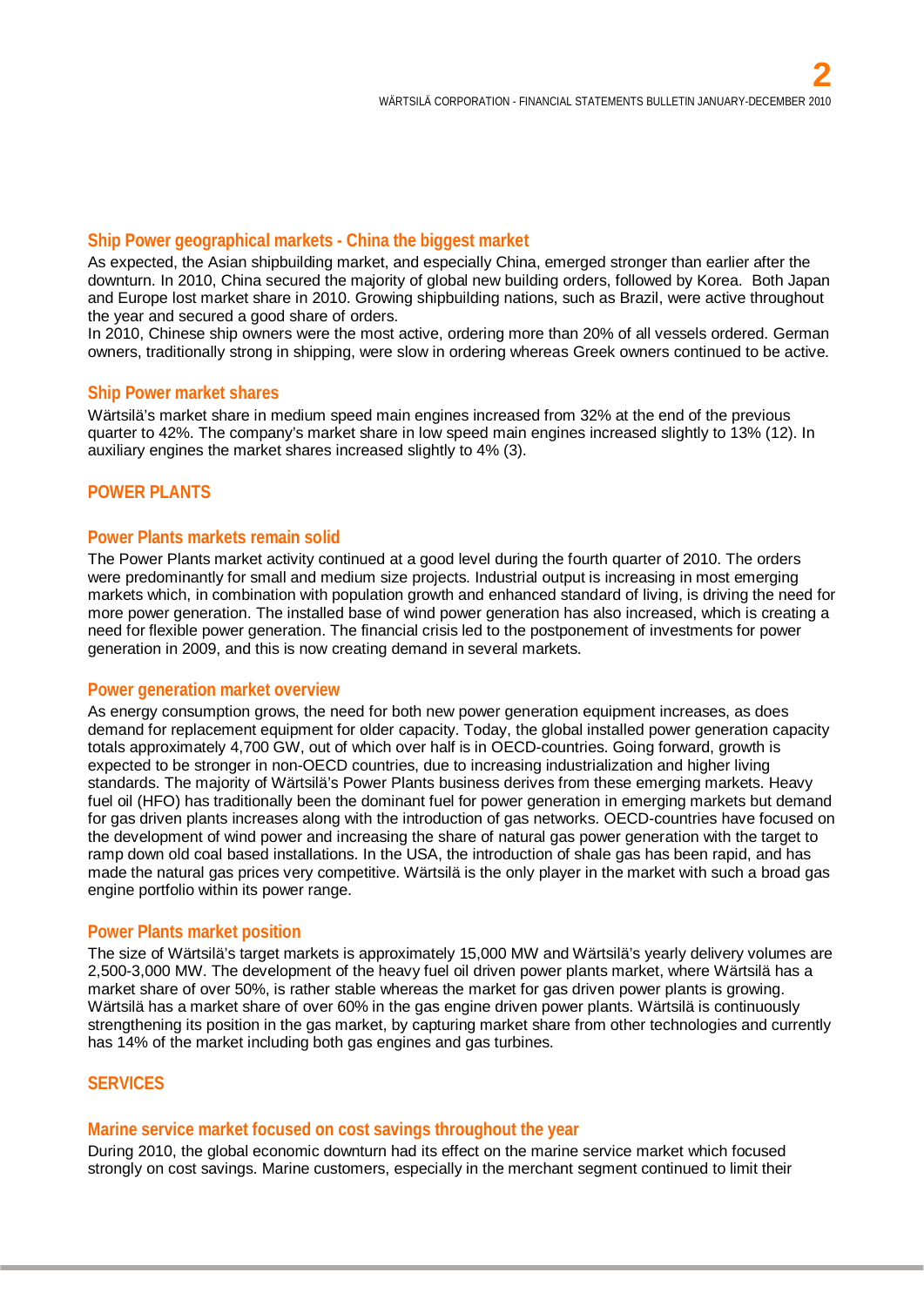### Ship Power geographical markets - China the biggest market

As expected, the Asian shipbuilding market, and especially China, emerged stronger than earlier after the downturn. In 2010, China secured the majority of global new building orders, followed by Korea. Both Japan and Europe lost market share in 2010. Growing shipbuilding nations, such as Brazil, were active throughout the year and secured a good share of orders.

In 2010, Chinese ship owners were the most active, ordering more than 20% of all vessels ordered. German owners, traditionally strong in shipping, were slow in ordering whereas Greek owners continued to be active.

### Ship Power market shares

Wärtsilä's market share in medium speed main engines increased from 32% at the end of the previous quarter to 42%. The company's market share in low speed main engines increased slightly to 13% (12). In auxiliary engines the market shares increased slightly to 4% (3).

## POWER PLANTS

### Power Plants markets remain solid

The Power Plants market activity continued at a good level during the fourth quarter of 2010. The orders were predominantly for small and medium size projects. Industrial output is increasing in most emerging markets which, in combination with population growth and enhanced standard of living, is driving the need for more power generation. The installed base of wind power generation has also increased, which is creating a need for flexible power generation. The financial crisis led to the postponement of investments for power generation in 2009, and this is now creating demand in several markets.

### Power generation market overview

As energy consumption grows, the need for both new power generation equipment increases, as does demand for replacement equipment for older capacity. Today, the global installed power generation capacity totals approximately 4,700 GW, out of which over half is in OECD-countries. Going forward, growth is expected to be stronger in non-OECD countries, due to increasing industrialization and higher living standards. The majority of Wärtsilä's Power Plants business derives from these emerging markets. Heavy fuel oil (HFO) has traditionally been the dominant fuel for power generation in emerging markets but demand for gas driven plants increases along with the introduction of gas networks. OECD-countries have focused on the development of wind power and increasing the share of natural gas power generation with the target to ramp down old coal based installations. In the USA, the introduction of shale gas has been rapid, and has made the natural gas prices very competitive. Wärtsilä is the only player in the market with such a broad gas engine portfolio within its power range.

### Power Plants market position

The size of Wärtsilä's target markets is approximately 15,000 MW and Wärtsilä's yearly delivery volumes are 2,500-3,000 MW. The development of the heavy fuel oil driven power plants market, where Wärtsilä has a market share of over 50%, is rather stable whereas the market for gas driven power plants is growing. Wärtsilä has a market share of over 60% in the gas engine driven power plants. Wärtsilä is continuously strengthening its position in the gas market, by capturing market share from other technologies and currently has 14% of the market including both gas engines and gas turbines.

## SERVICES

### Marine service market focused on cost savings throughout the year

During 2010, the global economic downturn had its effect on the marine service market which focused strongly on cost savings. Marine customers, especially in the merchant segment continued to limit their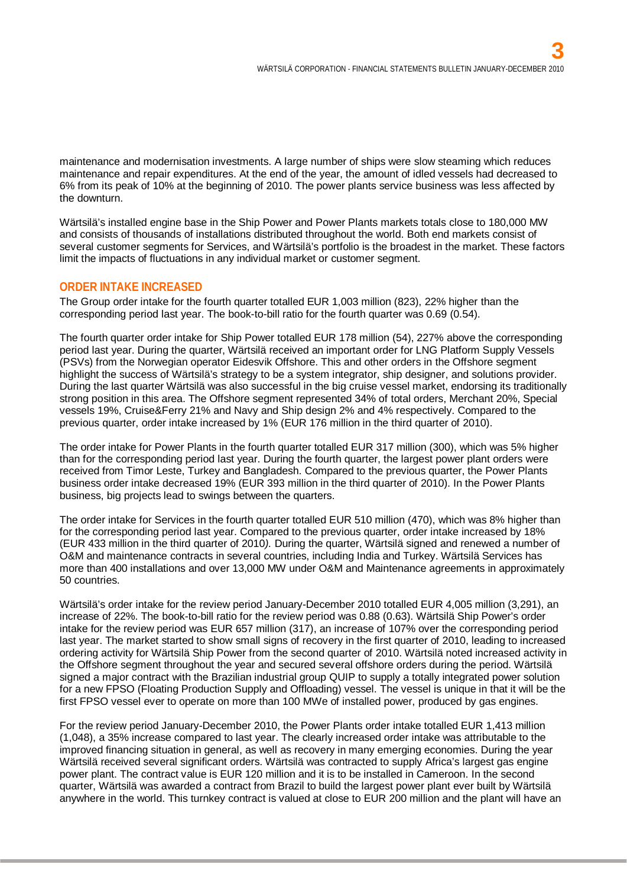maintenance and modernisation investments. A large number of ships were slow steaming which reduces maintenance and repair expenditures. At the end of the year, the amount of idled vessels had decreased to 6% from its peak of 10% at the beginning of 2010. The power plants service business was less affected by the downturn.

Wärtsilä's installed engine base in the Ship Power and Power Plants markets totals close to 180,000 MW and consists of thousands of installations distributed throughout the world. Both end markets consist of several customer segments for Services, and Wärtsilä's portfolio is the broadest in the market. These factors limit the impacts of fluctuations in any individual market or customer segment.

## ORDER INTAKE INCREASED

The Group order intake for the fourth quarter totalled EUR 1,003 million (823), 22% higher than the corresponding period last year. The book-to-bill ratio for the fourth quarter was 0.69 (0.54).

The fourth quarter order intake for Ship Power totalled EUR 178 million (54), 227% above the corresponding period last year. During the quarter, Wärtsilä received an important order for LNG Platform Supply Vessels (PSVs) from the Norwegian operator Eidesvik Offshore. This and other orders in the Offshore segment highlight the success of Wärtsilä's strategy to be a system integrator, ship designer, and solutions provider. During the last quarter Wärtsilä was also successful in the big cruise vessel market, endorsing its traditionally strong position in this area. The Offshore segment represented 34% of total orders, Merchant 20%, Special vessels 19%, Cruise&Ferry 21% and Navy and Ship design 2% and 4% respectively. Compared to the previous quarter, order intake increased by 1% (EUR 176 million in the third quarter of 2010).

The order intake for Power Plants in the fourth quarter totalled EUR 317 million (300), which was 5% higher than for the corresponding period last year. During the fourth quarter, the largest power plant orders were received from Timor Leste, Turkey and Bangladesh. Compared to the previous quarter, the Power Plants business order intake decreased 19% (EUR 393 million in the third quarter of 2010). In the Power Plants business, big projects lead to swings between the quarters.

The order intake for Services in the fourth quarter totalled EUR 510 million (470), which was 8% higher than for the corresponding period last year. Compared to the previous quarter, order intake increased by 18% (EUR 433 million in the third quarter of 2010). During the quarter, Wärtsilä signed and renewed a number of O&M and maintenance contracts in several countries, including India and Turkey. Wärtsilä Services has more than 400 installations and over 13,000 MW under O&M and Maintenance agreements in approximately 50 countries.

Wärtsilä's order intake for the review period January-December 2010 totalled EUR 4,005 million (3,291), an increase of 22%. The book-to-bill ratio for the review period was 0.88 (0.63). Wärtsilä Ship Power's order intake for the review period was EUR 657 million (317), an increase of 107% over the corresponding period last year. The market started to show small signs of recovery in the first quarter of 2010, leading to increased ordering activity for Wärtsilä Ship Power from the second quarter of 2010. Wärtsilä noted increased activity in the Offshore segment throughout the year and secured several offshore orders during the period. Wärtsilä signed a major contract with the Brazilian industrial group QUIP to supply a totally integrated power solution for a new FPSO (Floating Production Supply and Offloading) vessel. The vessel is unique in that it will be the first FPSO vessel ever to operate on more than 100 MWe of installed power, produced by gas engines.

For the review period January-December 2010, the Power Plants order intake totalled EUR 1,413 million (1,048), a 35% increase compared to last year. The clearly increased order intake was attributable to the improved financing situation in general, as well as recovery in many emerging economies. During the year Wärtsilä received several significant orders. Wärtsilä was contracted to supply Africa's largest gas engine power plant. The contract value is EUR 120 million and it is to be installed in Cameroon. In the second quarter, Wärtsilä was awarded a contract from Brazil to build the largest power plant ever built by Wärtsilä anywhere in the world. This turnkey contract is valued at close to EUR 200 million and the plant will have an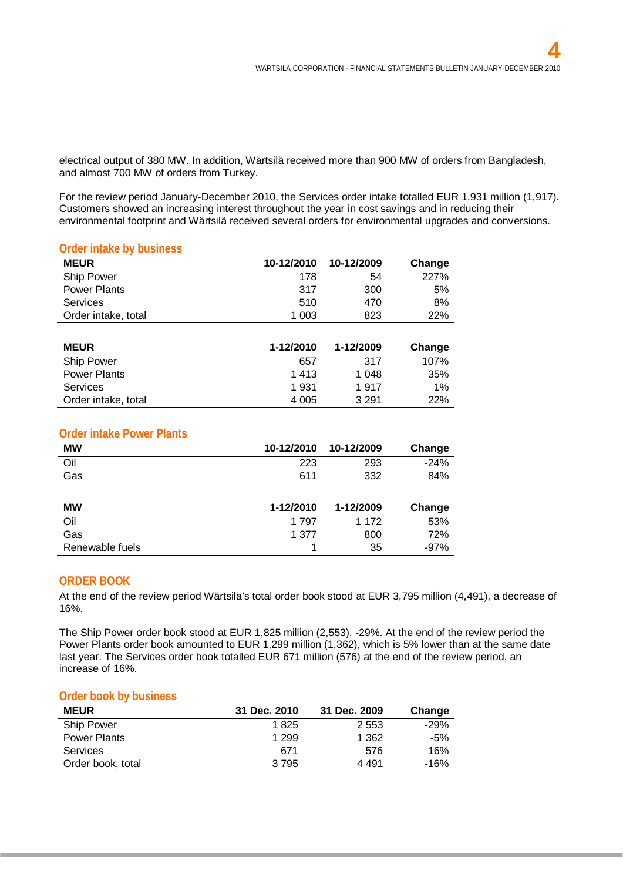electrical output of 380 MW. In addition, Wärtsilä received more than 900 MW of orders from Bangladesh, and almost 700 MW of orders from Turkey.

For the review period January-December 2010, the Services order intake totalled EUR 1,931 million (1,917). Customers showed an increasing interest throughout the year in cost savings and in reducing their environmental footprint and Wärtsilä received several orders for environmental upgrades and conversions.

## Order intake by business

| MEUR | 10-12/2010 | 10-12/2009 | Change |
|---|---|---|---|
| Ship Power | 178 | 54 | 227% |
| Power Plants | 317 | 300 | 5% |
| Services | 510 | 470 | 8% |
| Order intake, total | 1 003 | 823 | 22% |

| MEUR | 1-12/2010 | 1-12/2009 | Change |
|---|---|---|---|
| Ship Power | 657 | 317 | 107% |
| Power Plants | 1 413 | 1 048 | 35% |
| Services | 1 931 | 1 917 | 1% |
| Order intake, total | 4 005 | 3 291 | 22% |

## Order intake Power Plants

| MW | 10-12/2010 | 10-12/2009 | Change |
|---|---|---|---|
| Oil | 223 | 293 | -24% |
| Gas | 611 | 332 | 84% |

| MW | 1-12/2010 | 1-12/2009 | Change |
|---|---|---|---|
| Oil | 1 797 | 1 172 | 53% |
| Gas | 1 377 | 800 | 72% |
| Renewable fuels | 1 | 35 | -97% |

## ORDER BOOK

At the end of the review period Wärtsilä's total order book stood at EUR 3,795 million (4,491), a decrease of 16%.

The Ship Power order book stood at EUR 1,825 million (2,553), -29%. At the end of the review period the Power Plants order book amounted to EUR 1,299 million (1,362), which is 5% lower than at the same date last year. The Services order book totalled EUR 671 million (576) at the end of the review period, an increase of 16%.

## Order book by business

| MEUR | 31 Dec. 2010 | 31 Dec. 2009 | Change |
|---|---|---|---|
| Ship Power | 1 825 | 2 553 | -29% |
| Power Plants | 1 299 | 1 362 | -5% |
| Services | 671 | 576 | 16% |
| Order book, total | 3 795 | 4 491 | -16% |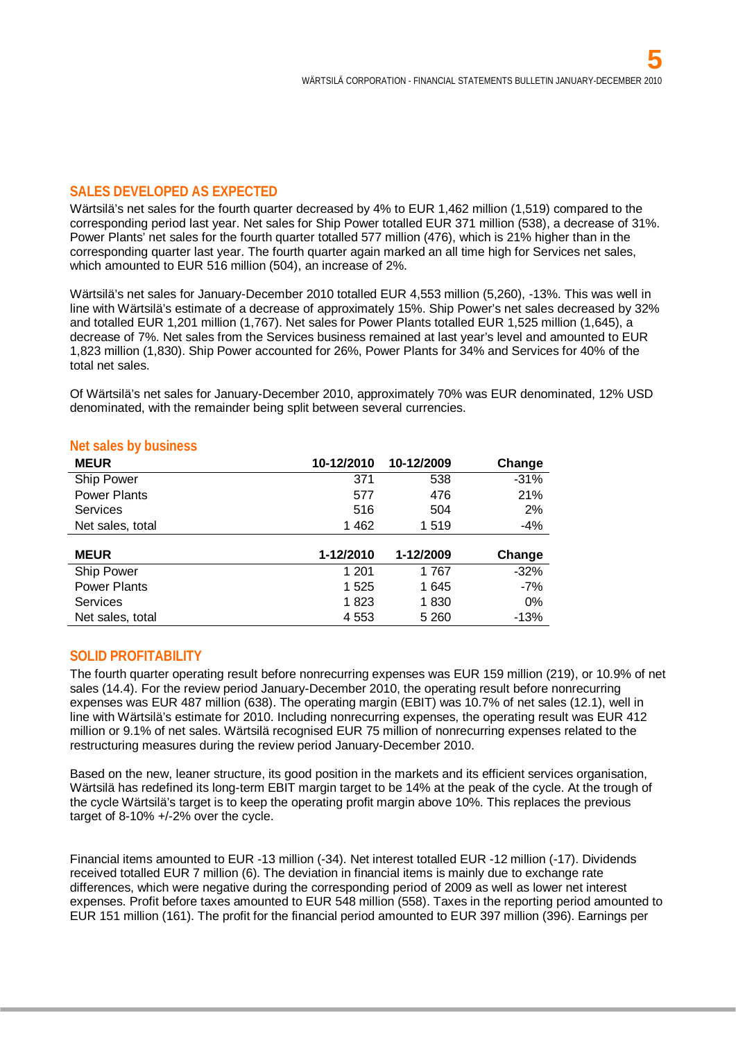## SALES DEVELOPED AS EXPECTED

Wärtsilä's net sales for the fourth quarter decreased by 4% to EUR 1,462 million (1,519) compared to the corresponding period last year. Net sales for Ship Power totalled EUR 371 million (538), a decrease of 31%. Power Plants' net sales for the fourth quarter totalled 577 million (476), which is 21% higher than in the corresponding quarter last year. The fourth quarter again marked an all time high for Services net sales, which amounted to EUR 516 million (504), an increase of 2%.

Wärtsilä's net sales for January-December 2010 totalled EUR 4,553 million (5,260), -13%. This was well in line with Wärtsilä's estimate of a decrease of approximately 15%. Ship Power's net sales decreased by 32% and totalled EUR 1,201 million (1,767). Net sales for Power Plants totalled EUR 1,525 million (1,645), a decrease of 7%. Net sales from the Services business remained at last year's level and amounted to EUR 1,823 million (1,830). Ship Power accounted for 26%, Power Plants for 34% and Services for 40% of the total net sales.

Of Wärtsilä's net sales for January-December 2010, approximately 70% was EUR denominated, 12% USD denominated, with the remainder being split between several currencies.

### Net sales by business

| MEUR | 10-12/2010 | 10-12/2009 | Change |
|---|---|---|---|
| Ship Power | 371 | 538 | -31% |
| Power Plants | 577 | 476 | 21% |
| Services | 516 | 504 | 2% |
| Net sales, total | 1 462 | 1 519 | -4% |

| MEUR | 1-12/2010 | 1-12/2009 | Change |
|---|---|---|---|
| Ship Power | 1 201 | 1 767 | -32% |
| Power Plants | 1 525 | 1 645 | -7% |
| Services | 1 823 | 1 830 | 0% |
| Net sales, total | 4 553 | 5 260 | -13% |

## SOLID PROFITABILITY

The fourth quarter operating result before nonrecurring expenses was EUR 159 million (219), or 10.9% of net sales (14.4). For the review period January-December 2010, the operating result before nonrecurring expenses was EUR 487 million (638). The operating margin (EBIT) was 10.7% of net sales (12.1), well in line with Wärtsilä's estimate for 2010. Including nonrecurring expenses, the operating result was EUR 412 million or 9.1% of net sales. Wärtsilä recognised EUR 75 million of nonrecurring expenses related to the restructuring measures during the review period January-December 2010.

Based on the new, leaner structure, its good position in the markets and its efficient services organisation, Wärtsilä has redefined its long-term EBIT margin target to be 14% at the peak of the cycle. At the trough of the cycle Wärtsilä's target is to keep the operating profit margin above 10%. This replaces the previous target of 8-10% +/-2% over the cycle.

Financial items amounted to EUR -13 million (-34). Net interest totalled EUR -12 million (-17). Dividends received totalled EUR 7 million (6). The deviation in financial items is mainly due to exchange rate differences, which were negative during the corresponding period of 2009 as well as lower net interest expenses. Profit before taxes amounted to EUR 548 million (558). Taxes in the reporting period amounted to EUR 151 million (161). The profit for the financial period amounted to EUR 397 million (396). Earnings per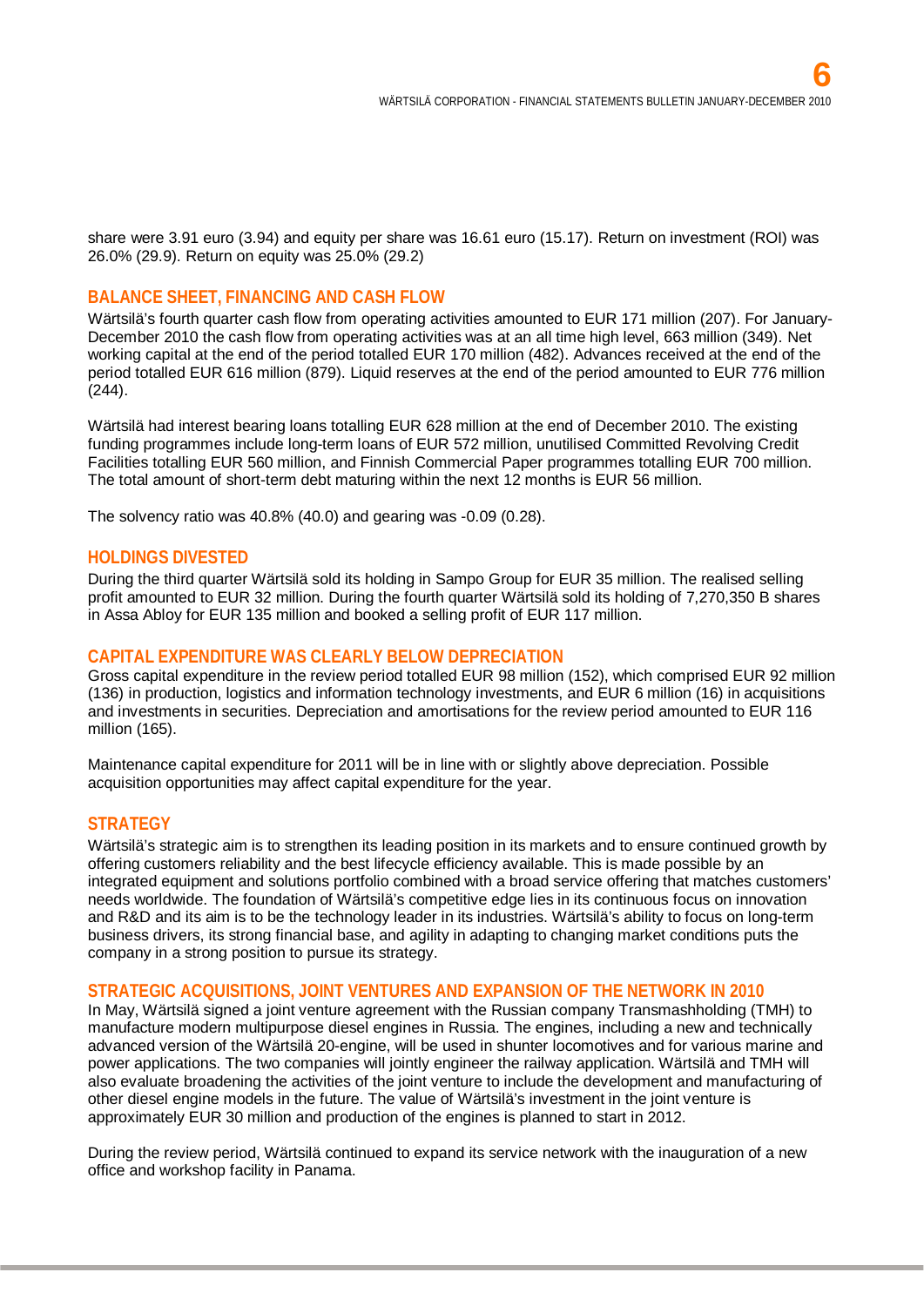share were 3.91 euro (3.94) and equity per share was 16.61 euro (15.17). Return on investment (ROI) was 26.0% (29.9). Return on equity was 25.0% (29.2)

## BALANCE SHEET, FINANCING AND CASH FLOW

Wärtsilä's fourth quarter cash flow from operating activities amounted to EUR 171 million (207). For January-December 2010 the cash flow from operating activities was at an all time high level, 663 million (349). Net working capital at the end of the period totalled EUR 170 million (482). Advances received at the end of the period totalled EUR 616 million (879). Liquid reserves at the end of the period amounted to EUR 776 million (244).

Wärtsilä had interest bearing loans totalling EUR 628 million at the end of December 2010. The existing funding programmes include long-term loans of EUR 572 million, unutilised Committed Revolving Credit Facilities totalling EUR 560 million, and Finnish Commercial Paper programmes totalling EUR 700 million. The total amount of short-term debt maturing within the next 12 months is EUR 56 million.

The solvency ratio was 40.8% (40.0) and gearing was -0.09 (0.28).

## HOLDINGS DIVESTED

During the third quarter Wärtsilä sold its holding in Sampo Group for EUR 35 million. The realised selling profit amounted to EUR 32 million. During the fourth quarter Wärtsilä sold its holding of 7,270,350 B shares in Assa Abloy for EUR 135 million and booked a selling profit of EUR 117 million.

## CAPITAL EXPENDITURE WAS CLEARLY BELOW DEPRECIATION

Gross capital expenditure in the review period totalled EUR 98 million (152), which comprised EUR 92 million (136) in production, logistics and information technology investments, and EUR 6 million (16) in acquisitions and investments in securities. Depreciation and amortisations for the review period amounted to EUR 116 million (165).

Maintenance capital expenditure for 2011 will be in line with or slightly above depreciation. Possible acquisition opportunities may affect capital expenditure for the year.

## STRATEGY

Wärtsilä's strategic aim is to strengthen its leading position in its markets and to ensure continued growth by offering customers reliability and the best lifecycle efficiency available. This is made possible by an integrated equipment and solutions portfolio combined with a broad service offering that matches customers' needs worldwide. The foundation of Wärtsilä's competitive edge lies in its continuous focus on innovation and R&D and its aim is to be the technology leader in its industries. Wärtsilä's ability to focus on long-term business drivers, its strong financial base, and agility in adapting to changing market conditions puts the company in a strong position to pursue its strategy.

## STRATEGIC ACQUISITIONS, JOINT VENTURES AND EXPANSION OF THE NETWORK IN 2010

In May, Wärtsilä signed a joint venture agreement with the Russian company Transmashholding (TMH) to manufacture modern multipurpose diesel engines in Russia. The engines, including a new and technically advanced version of the Wärtsilä 20-engine, will be used in shunter locomotives and for various marine and power applications. The two companies will jointly engineer the railway application. Wärtsilä and TMH will also evaluate broadening the activities of the joint venture to include the development and manufacturing of other diesel engine models in the future. The value of Wärtsilä's investment in the joint venture is approximately EUR 30 million and production of the engines is planned to start in 2012.

During the review period, Wärtsilä continued to expand its service network with the inauguration of a new office and workshop facility in Panama.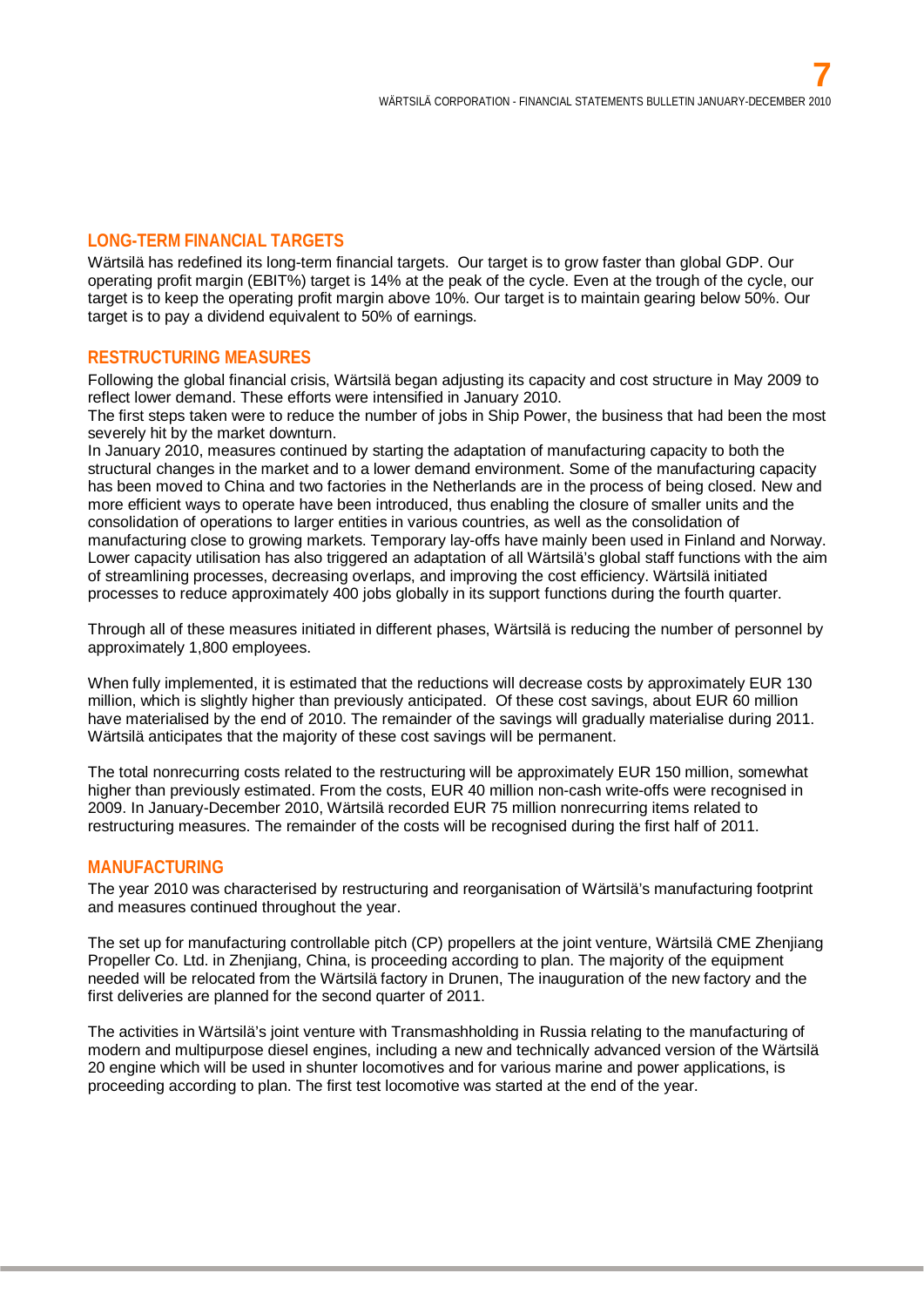## LONG-TERM FINANCIAL TARGETS

Wärtsilä has redefined its long-term financial targets. Our target is to grow faster than global GDP. Our operating profit margin (EBIT%) target is 14% at the peak of the cycle. Even at the trough of the cycle, our target is to keep the operating profit margin above 10%. Our target is to maintain gearing below 50%. Our target is to pay a dividend equivalent to 50% of earnings.

## RESTRUCTURING MEASURES

Following the global financial crisis, Wärtsilä began adjusting its capacity and cost structure in May 2009 to reflect lower demand. These efforts were intensified in January 2010.
The first steps taken were to reduce the number of jobs in Ship Power, the business that had been the most severely hit by the market downturn.
In January 2010, measures continued by starting the adaptation of manufacturing capacity to both the structural changes in the market and to a lower demand environment. Some of the manufacturing capacity has been moved to China and two factories in the Netherlands are in the process of being closed. New and more efficient ways to operate have been introduced, thus enabling the closure of smaller units and the consolidation of operations to larger entities in various countries, as well as the consolidation of manufacturing close to growing markets. Temporary lay-offs have mainly been used in Finland and Norway. Lower capacity utilisation has also triggered an adaptation of all Wärtsilä's global staff functions with the aim of streamlining processes, decreasing overlaps, and improving the cost efficiency. Wärtsilä initiated processes to reduce approximately 400 jobs globally in its support functions during the fourth quarter.

Through all of these measures initiated in different phases, Wärtsilä is reducing the number of personnel by approximately 1,800 employees.

When fully implemented, it is estimated that the reductions will decrease costs by approximately EUR 130 million, which is slightly higher than previously anticipated. Of these cost savings, about EUR 60 million have materialised by the end of 2010. The remainder of the savings will gradually materialise during 2011. Wärtsilä anticipates that the majority of these cost savings will be permanent.

The total nonrecurring costs related to the restructuring will be approximately EUR 150 million, somewhat higher than previously estimated. From the costs, EUR 40 million non-cash write-offs were recognised in 2009. In January-December 2010, Wärtsilä recorded EUR 75 million nonrecurring items related to restructuring measures. The remainder of the costs will be recognised during the first half of 2011.

## MANUFACTURING

The year 2010 was characterised by restructuring and reorganisation of Wärtsilä's manufacturing footprint and measures continued throughout the year.

The set up for manufacturing controllable pitch (CP) propellers at the joint venture, Wärtsilä CME Zhenjiang Propeller Co. Ltd. in Zhenjiang, China, is proceeding according to plan. The majority of the equipment needed will be relocated from the Wärtsilä factory in Drunen, The inauguration of the new factory and the first deliveries are planned for the second quarter of 2011.

The activities in Wärtsilä's joint venture with Transmashholding in Russia relating to the manufacturing of modern and multipurpose diesel engines, including a new and technically advanced version of the Wärtsilä 20 engine which will be used in shunter locomotives and for various marine and power applications, is proceeding according to plan. The first test locomotive was started at the end of the year.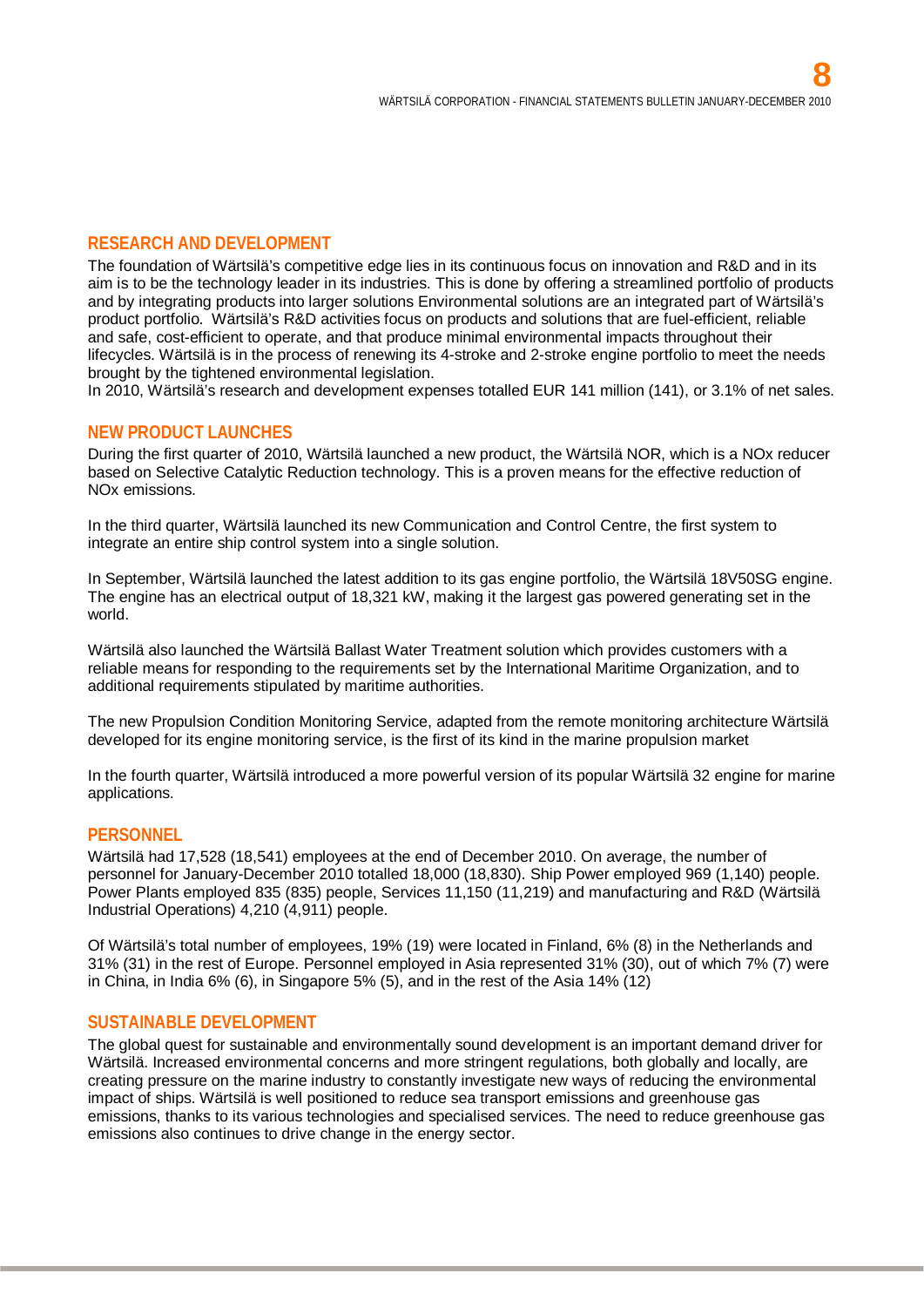## RESEARCH AND DEVELOPMENT

The foundation of Wärtsilä's competitive edge lies in its continuous focus on innovation and R&D and in its aim is to be the technology leader in its industries. This is done by offering a streamlined portfolio of products and by integrating products into larger solutions Environmental solutions are an integrated part of Wärtsilä's product portfolio. Wärtsilä's R&D activities focus on products and solutions that are fuel-efficient, reliable and safe, cost-efficient to operate, and that produce minimal environmental impacts throughout their lifecycles. Wärtsilä is in the process of renewing its 4-stroke and 2-stroke engine portfolio to meet the needs brought by the tightened environmental legislation.
In 2010, Wärtsilä's research and development expenses totalled EUR 141 million (141), or 3.1% of net sales.

## NEW PRODUCT LAUNCHES

During the first quarter of 2010, Wärtsilä launched a new product, the Wärtsilä NOR, which is a NOx reducer based on Selective Catalytic Reduction technology. This is a proven means for the effective reduction of NOx emissions.

In the third quarter, Wärtsilä launched its new Communication and Control Centre, the first system to integrate an entire ship control system into a single solution.

In September, Wärtsilä launched the latest addition to its gas engine portfolio, the Wärtsilä 18V50SG engine. The engine has an electrical output of 18,321 kW, making it the largest gas powered generating set in the world.

Wärtsilä also launched the Wärtsilä Ballast Water Treatment solution which provides customers with a reliable means for responding to the requirements set by the International Maritime Organization, and to additional requirements stipulated by maritime authorities.

The new Propulsion Condition Monitoring Service, adapted from the remote monitoring architecture Wärtsilä developed for its engine monitoring service, is the first of its kind in the marine propulsion market

In the fourth quarter, Wärtsilä introduced a more powerful version of its popular Wärtsilä 32 engine for marine applications.

## PERSONNEL

Wärtsilä had 17,528 (18,541) employees at the end of December 2010. On average, the number of personnel for January-December 2010 totalled 18,000 (18,830). Ship Power employed 969 (1,140) people. Power Plants employed 835 (835) people, Services 11,150 (11,219) and manufacturing and R&D (Wärtsilä Industrial Operations) 4,210 (4,911) people.

Of Wärtsilä's total number of employees, 19% (19) were located in Finland, 6% (8) in the Netherlands and 31% (31) in the rest of Europe. Personnel employed in Asia represented 31% (30), out of which 7% (7) were in China, in India 6% (6), in Singapore 5% (5), and in the rest of the Asia 14% (12)

## SUSTAINABLE DEVELOPMENT

The global quest for sustainable and environmentally sound development is an important demand driver for Wärtsilä. Increased environmental concerns and more stringent regulations, both globally and locally, are creating pressure on the marine industry to constantly investigate new ways of reducing the environmental impact of ships. Wärtsilä is well positioned to reduce sea transport emissions and greenhouse gas emissions, thanks to its various technologies and specialised services. The need to reduce greenhouse gas emissions also continues to drive change in the energy sector.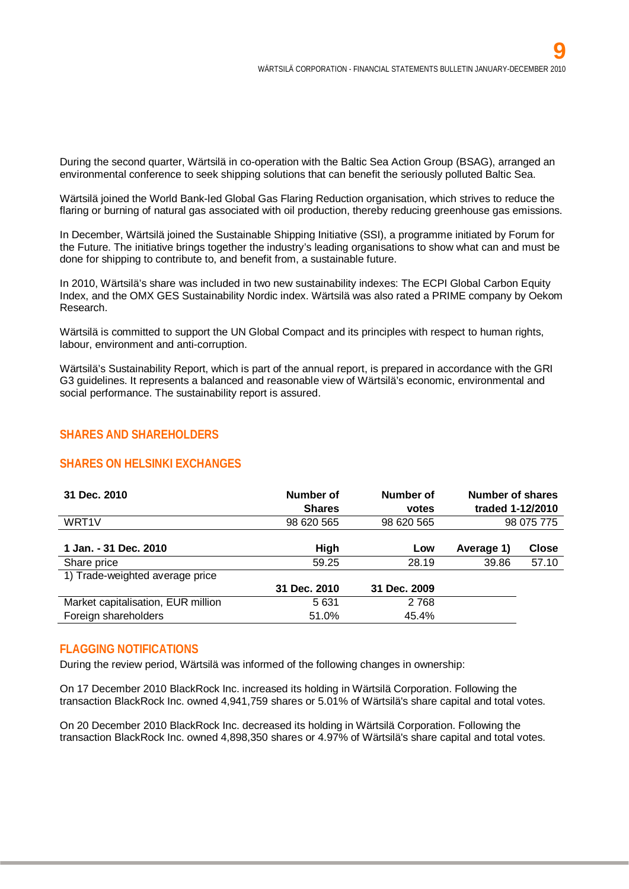During the second quarter, Wärtsilä in co-operation with the Baltic Sea Action Group (BSAG), arranged an environmental conference to seek shipping solutions that can benefit the seriously polluted Baltic Sea.

Wärtsilä joined the World Bank-led Global Gas Flaring Reduction organisation, which strives to reduce the flaring or burning of natural gas associated with oil production, thereby reducing greenhouse gas emissions.

In December, Wärtsilä joined the Sustainable Shipping Initiative (SSI), a programme initiated by Forum for the Future. The initiative brings together the industry's leading organisations to show what can and must be done for shipping to contribute to, and benefit from, a sustainable future.

In 2010, Wärtsilä's share was included in two new sustainability indexes: The ECPI Global Carbon Equity Index, and the OMX GES Sustainability Nordic index. Wärtsilä was also rated a PRIME company by Oekom Research.

Wärtsilä is committed to support the UN Global Compact and its principles with respect to human rights, labour, environment and anti-corruption.

Wärtsilä's Sustainability Report, which is part of the annual report, is prepared in accordance with the GRI G3 guidelines. It represents a balanced and reasonable view of Wärtsilä's economic, environmental and social performance. The sustainability report is assured.

## SHARES AND SHAREHOLDERS

### SHARES ON HELSINKI EXCHANGES

| 31 Dec. 2010 | Number of Shares | Number of votes | Number of shares traded 1-12/2010 |
|---|---|---|---|
| WRT1V | 98 620 565 | 98 620 565 | 98 075 775 |

| 1 Jan. - 31 Dec. 2010 | High | Low | Average 1) | Close |
|---|---|---|---|---|
| Share price | 59.25 | 28.19 | 39.86 | 57.10 |

1) Trade-weighted average price

| | 31 Dec. 2010 | 31 Dec. 2009 |
|---|---|---|
| Market capitalisation, EUR million | 5 631 | 2 768 |
| Foreign shareholders | 51.0% | 45.4% |

### FLAGGING NOTIFICATIONS

During the review period, Wärtsilä was informed of the following changes in ownership:

On 17 December 2010 BlackRock Inc. increased its holding in Wärtsilä Corporation. Following the transaction BlackRock Inc. owned 4,941,759 shares or 5.01% of Wärtsilä's share capital and total votes.

On 20 December 2010 BlackRock Inc. decreased its holding in Wärtsilä Corporation. Following the transaction BlackRock Inc. owned 4,898,350 shares or 4.97% of Wärtsilä's share capital and total votes.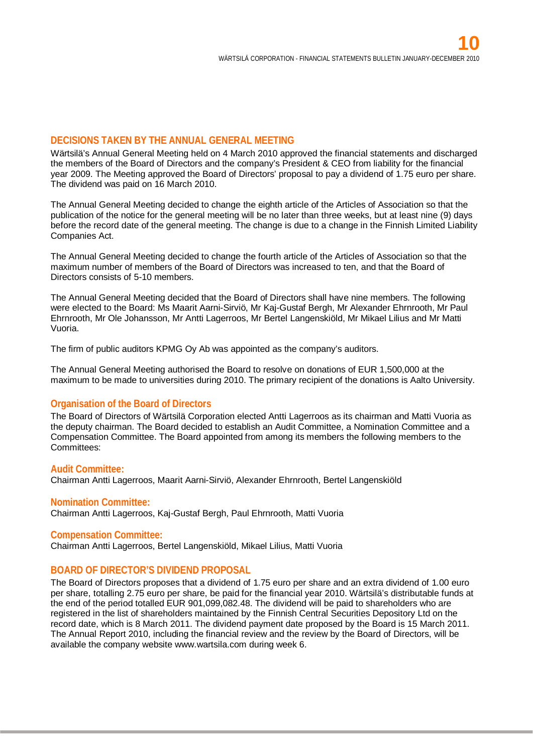## DECISIONS TAKEN BY THE ANNUAL GENERAL MEETING

Wärtsilä's Annual General Meeting held on 4 March 2010 approved the financial statements and discharged the members of the Board of Directors and the company's President & CEO from liability for the financial year 2009. The Meeting approved the Board of Directors' proposal to pay a dividend of 1.75 euro per share. The dividend was paid on 16 March 2010.

The Annual General Meeting decided to change the eighth article of the Articles of Association so that the publication of the notice for the general meeting will be no later than three weeks, but at least nine (9) days before the record date of the general meeting. The change is due to a change in the Finnish Limited Liability Companies Act.

The Annual General Meeting decided to change the fourth article of the Articles of Association so that the maximum number of members of the Board of Directors was increased to ten, and that the Board of Directors consists of 5-10 members.

The Annual General Meeting decided that the Board of Directors shall have nine members. The following were elected to the Board: Ms Maarit Aarni-Sirviö, Mr Kaj-Gustaf Bergh, Mr Alexander Ehrnrooth, Mr Paul Ehrnrooth, Mr Ole Johansson, Mr Antti Lagerroos, Mr Bertel Langenskiöld, Mr Mikael Lilius and Mr Matti Vuoria.

The firm of public auditors KPMG Oy Ab was appointed as the company's auditors.

The Annual General Meeting authorised the Board to resolve on donations of EUR 1,500,000 at the maximum to be made to universities during 2010. The primary recipient of the donations is Aalto University.

### Organisation of the Board of Directors

The Board of Directors of Wärtsilä Corporation elected Antti Lagerroos as its chairman and Matti Vuoria as the deputy chairman. The Board decided to establish an Audit Committee, a Nomination Committee and a Compensation Committee. The Board appointed from among its members the following members to the Committees:

### Audit Committee:

Chairman Antti Lagerroos, Maarit Aarni-Sirviö, Alexander Ehrnrooth, Bertel Langenskiöld

### Nomination Committee:

Chairman Antti Lagerroos, Kaj-Gustaf Bergh, Paul Ehrnrooth, Matti Vuoria

### Compensation Committee:

Chairman Antti Lagerroos, Bertel Langenskiöld, Mikael Lilius, Matti Vuoria

## BOARD OF DIRECTOR'S DIVIDEND PROPOSAL

The Board of Directors proposes that a dividend of 1.75 euro per share and an extra dividend of 1.00 euro per share, totalling 2.75 euro per share, be paid for the financial year 2010. Wärtsilä's distributable funds at the end of the period totalled EUR 901,099,082.48. The dividend will be paid to shareholders who are registered in the list of shareholders maintained by the Finnish Central Securities Depository Ltd on the record date, which is 8 March 2011. The dividend payment date proposed by the Board is 15 March 2011. The Annual Report 2010, including the financial review and the review by the Board of Directors, will be available the company website www.wartsila.com during week 6.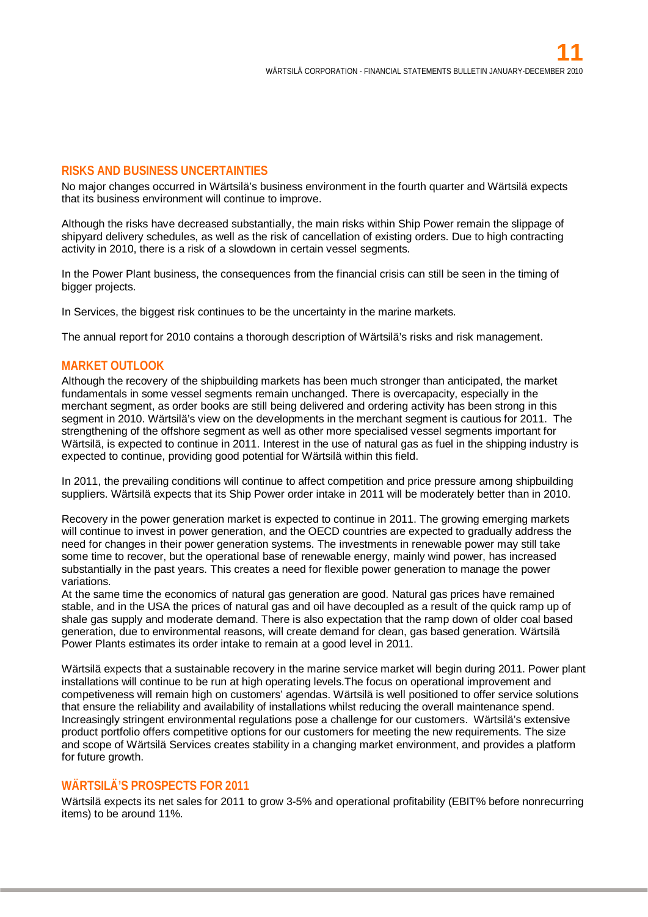## RISKS AND BUSINESS UNCERTAINTIES

No major changes occurred in Wärtsilä's business environment in the fourth quarter and Wärtsilä expects that its business environment will continue to improve.

Although the risks have decreased substantially, the main risks within Ship Power remain the slippage of shipyard delivery schedules, as well as the risk of cancellation of existing orders. Due to high contracting activity in 2010, there is a risk of a slowdown in certain vessel segments.

In the Power Plant business, the consequences from the financial crisis can still be seen in the timing of bigger projects.

In Services, the biggest risk continues to be the uncertainty in the marine markets.

The annual report for 2010 contains a thorough description of Wärtsilä's risks and risk management.

## MARKET OUTLOOK

Although the recovery of the shipbuilding markets has been much stronger than anticipated, the market fundamentals in some vessel segments remain unchanged. There is overcapacity, especially in the merchant segment, as order books are still being delivered and ordering activity has been strong in this segment in 2010. Wärtsilä's view on the developments in the merchant segment is cautious for 2011. The strengthening of the offshore segment as well as other more specialised vessel segments important for Wärtsilä, is expected to continue in 2011. Interest in the use of natural gas as fuel in the shipping industry is expected to continue, providing good potential for Wärtsilä within this field.

In 2011, the prevailing conditions will continue to affect competition and price pressure among shipbuilding suppliers. Wärtsilä expects that its Ship Power order intake in 2011 will be moderately better than in 2010.

Recovery in the power generation market is expected to continue in 2011. The growing emerging markets will continue to invest in power generation, and the OECD countries are expected to gradually address the need for changes in their power generation systems. The investments in renewable power may still take some time to recover, but the operational base of renewable energy, mainly wind power, has increased substantially in the past years. This creates a need for flexible power generation to manage the power variations.
At the same time the economics of natural gas generation are good. Natural gas prices have remained stable, and in the USA the prices of natural gas and oil have decoupled as a result of the quick ramp up of shale gas supply and moderate demand. There is also expectation that the ramp down of older coal based generation, due to environmental reasons, will create demand for clean, gas based generation. Wärtsilä Power Plants estimates its order intake to remain at a good level in 2011.

Wärtsilä expects that a sustainable recovery in the marine service market will begin during 2011. Power plant installations will continue to be run at high operating levels.The focus on operational improvement and competiveness will remain high on customers' agendas. Wärtsilä is well positioned to offer service solutions that ensure the reliability and availability of installations whilst reducing the overall maintenance spend. Increasingly stringent environmental regulations pose a challenge for our customers. Wärtsilä's extensive product portfolio offers competitive options for our customers for meeting the new requirements. The size and scope of Wärtsilä Services creates stability in a changing market environment, and provides a platform for future growth.

## WÄRTSILÄ'S PROSPECTS FOR 2011

Wärtsilä expects its net sales for 2011 to grow 3-5% and operational profitability (EBIT% before nonrecurring items) to be around 11%.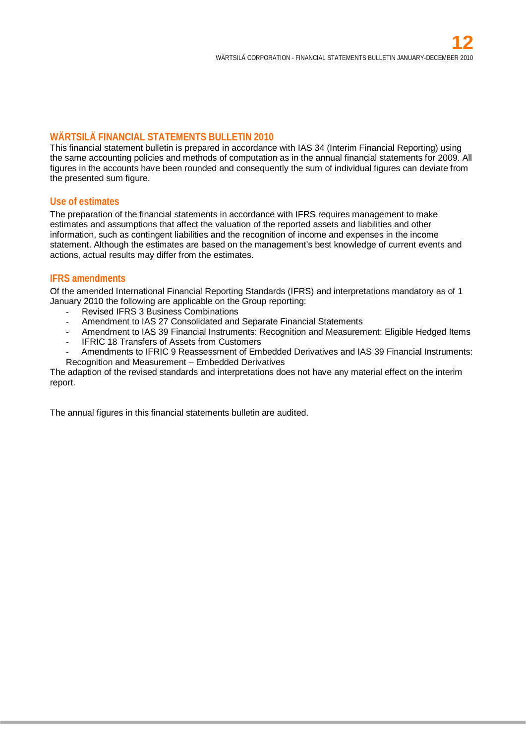## WÄRTSILÄ FINANCIAL STATEMENTS BULLETIN 2010

This financial statement bulletin is prepared in accordance with IAS 34 (Interim Financial Reporting) using the same accounting policies and methods of computation as in the annual financial statements for 2009. All figures in the accounts have been rounded and consequently the sum of individual figures can deviate from the presented sum figure.

### Use of estimates

The preparation of the financial statements in accordance with IFRS requires management to make estimates and assumptions that affect the valuation of the reported assets and liabilities and other information, such as contingent liabilities and the recognition of income and expenses in the income statement. Although the estimates are based on the management's best knowledge of current events and actions, actual results may differ from the estimates.

### IFRS amendments

Of the amended International Financial Reporting Standards (IFRS) and interpretations mandatory as of 1 January 2010 the following are applicable on the Group reporting:

- Revised IFRS 3 Business Combinations
- Amendment to IAS 27 Consolidated and Separate Financial Statements
- Amendment to IAS 39 Financial Instruments: Recognition and Measurement: Eligible Hedged Items
- IFRIC 18 Transfers of Assets from Customers
- Amendments to IFRIC 9 Reassessment of Embedded Derivatives and IAS 39 Financial Instruments: Recognition and Measurement – Embedded Derivatives

The adaption of the revised standards and interpretations does not have any material effect on the interim report.

The annual figures in this financial statements bulletin are audited.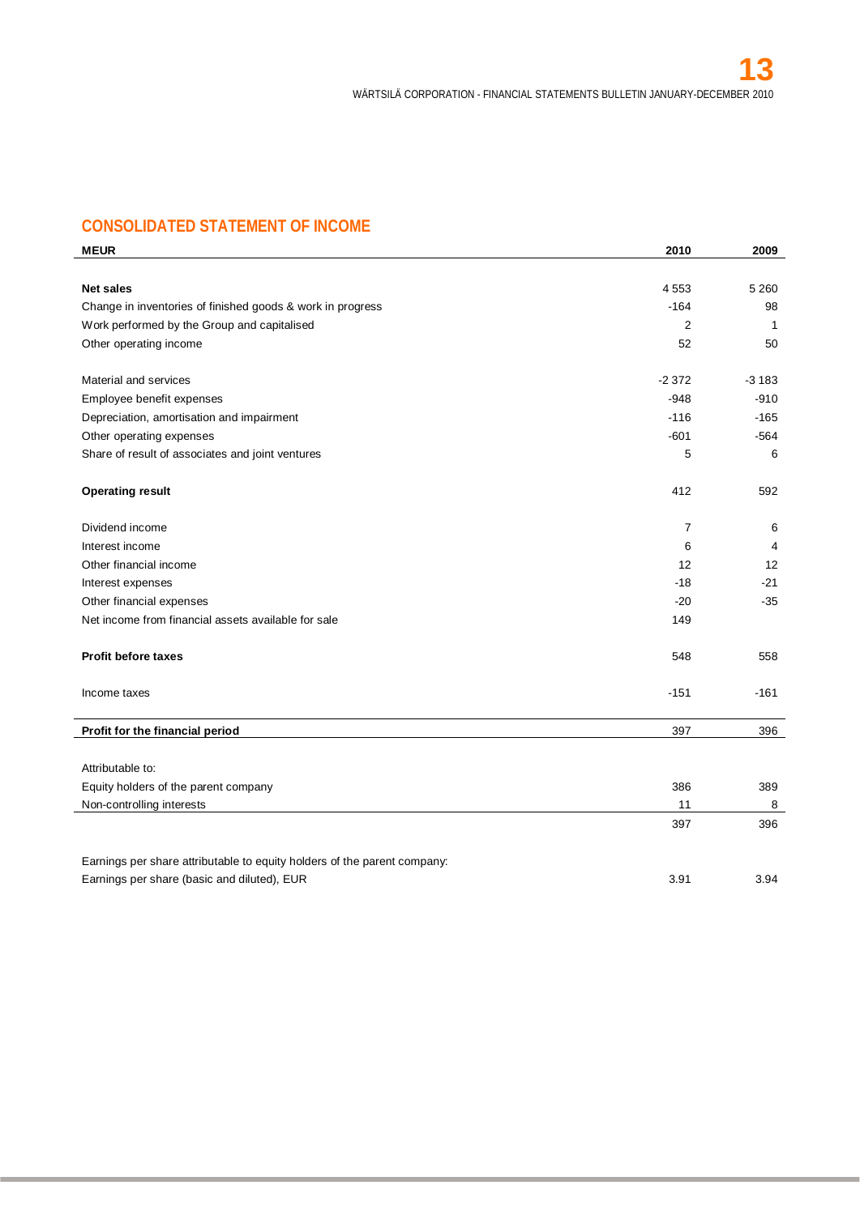## CONSOLIDATED STATEMENT OF INCOME

| MEUR | 2010 | 2009 |
|---|---|---|
| **Net sales** | 4 553 | 5 260 |
| Change in inventories of finished goods & work in progress | -164 | 98 |
| Work performed by the Group and capitalised | 2 | 1 |
| Other operating income | 52 | 50 |
| Material and services | -2 372 | -3 183 |
| Employee benefit expenses | -948 | -910 |
| Depreciation, amortisation and impairment | -116 | -165 |
| Other operating expenses | -601 | -564 |
| Share of result of associates and joint ventures | 5 | 6 |
| **Operating result** | 412 | 592 |
| Dividend income | 7 | 6 |
| Interest income | 6 | 4 |
| Other financial income | 12 | 12 |
| Interest expenses | -18 | -21 |
| Other financial expenses | -20 | -35 |
| Net income from financial assets available for sale | 149 | |
| **Profit before taxes** | 548 | 558 |
| Income taxes | -151 | -161 |
| **Profit for the financial period** | 397 | 396 |
| Attributable to: | | |
| Equity holders of the parent company | 386 | 389 |
| Non-controlling interests | 11 | 8 |
| | 397 | 396 |
| Earnings per share attributable to equity holders of the parent company: | | |
| Earnings per share (basic and diluted), EUR | 3.91 | 3.94 |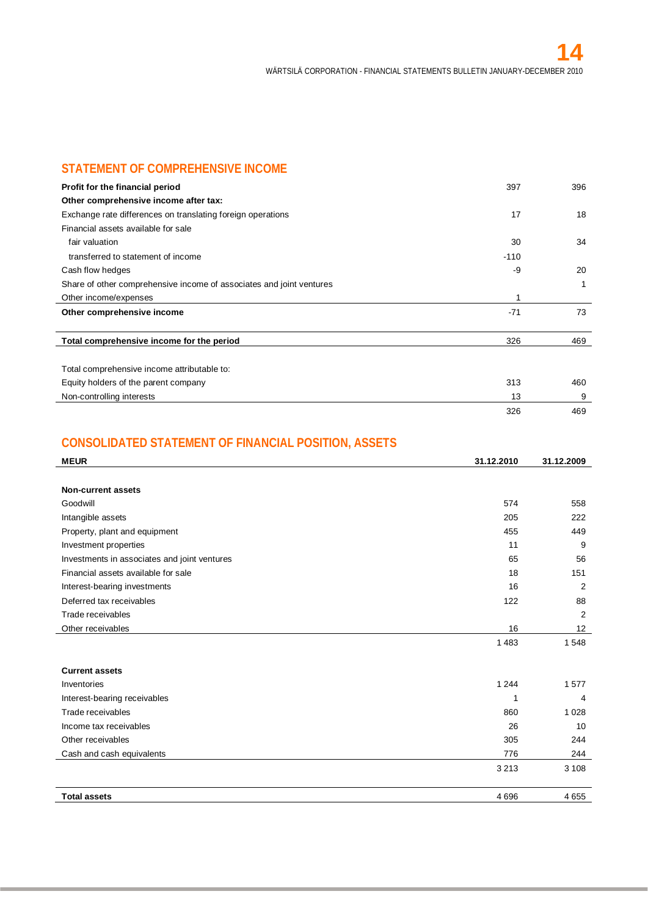## STATEMENT OF COMPREHENSIVE INCOME

| | | |
|---|---|---|
| **Profit for the financial period** | 397 | 396 |
| **Other comprehensive income after tax:** | | |
| Exchange rate differences on translating foreign operations | 17 | 18 |
| Financial assets available for sale | | |
| fair valuation | 30 | 34 |
| transferred to statement of income | -110 | |
| Cash flow hedges | -9 | 20 |
| Share of other comprehensive income of associates and joint ventures | | 1 |
| Other income/expenses | 1 | |
| **Other comprehensive income** | -71 | 73 |
| | | |
| **Total comprehensive income for the period** | 326 | 469 |
| | | |
| Total comprehensive income attributable to: | | |
| Equity holders of the parent company | 313 | 460 |
| Non-controlling interests | 13 | 9 |
| | 326 | 469 |

## CONSOLIDATED STATEMENT OF FINANCIAL POSITION, ASSETS

| **MEUR** | **31.12.2010** | **31.12.2009** |
|---|---|---|
| | | |
| **Non-current assets** | | |
| Goodwill | 574 | 558 |
| Intangible assets | 205 | 222 |
| Property, plant and equipment | 455 | 449 |
| Investment properties | 11 | 9 |
| Investments in associates and joint ventures | 65 | 56 |
| Financial assets available for sale | 18 | 151 |
| Interest-bearing investments | 16 | 2 |
| Deferred tax receivables | 122 | 88 |
| Trade receivables | | 2 |
| Other receivables | 16 | 12 |
| | 1 483 | 1 548 |
| | | |
| **Current assets** | | |
| Inventories | 1 244 | 1 577 |
| Interest-bearing receivables | 1 | 4 |
| Trade receivables | 860 | 1 028 |
| Income tax receivables | 26 | 10 |
| Other receivables | 305 | 244 |
| Cash and cash equivalents | 776 | 244 |
| | 3 213 | 3 108 |
| | | |
| **Total assets** | 4 696 | 4 655 |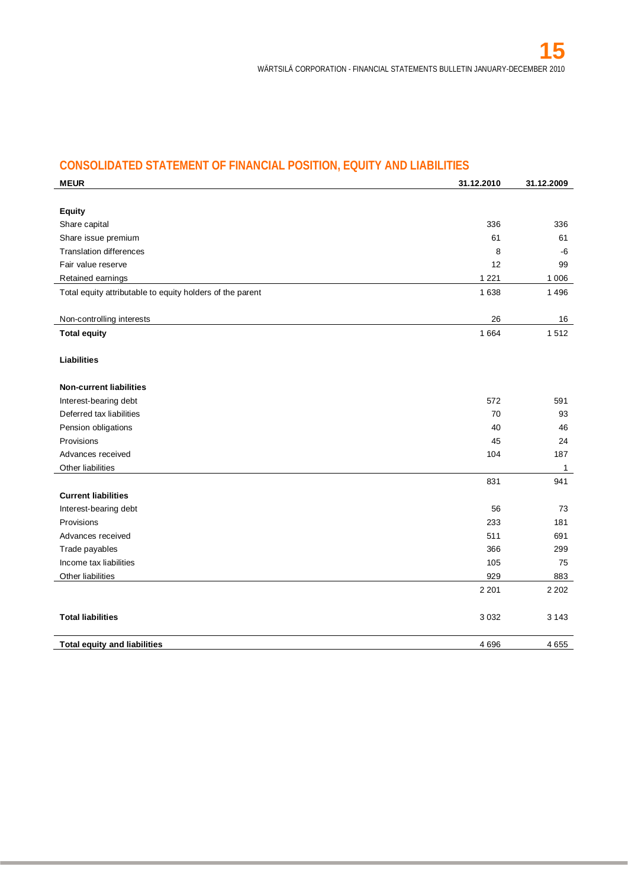## CONSOLIDATED STATEMENT OF FINANCIAL POSITION, EQUITY AND LIABILITIES

| MEUR | 31.12.2010 | 31.12.2009 |
|---|---|---|
| **Equity** | | |
| Share capital | 336 | 336 |
| Share issue premium | 61 | 61 |
| Translation differences | 8 | -6 |
| Fair value reserve | 12 | 99 |
| Retained earnings | 1 221 | 1 006 |
| Total equity attributable to equity holders of the parent | 1 638 | 1 496 |
| Non-controlling interests | 26 | 16 |
| **Total equity** | 1 664 | 1 512 |
| **Liabilities** | | |
| **Non-current liabilities** | | |
| Interest-bearing debt | 572 | 591 |
| Deferred tax liabilities | 70 | 93 |
| Pension obligations | 40 | 46 |
| Provisions | 45 | 24 |
| Advances received | 104 | 187 |
| Other liabilities | | 1 |
| | 831 | 941 |
| **Current liabilities** | | |
| Interest-bearing debt | 56 | 73 |
| Provisions | 233 | 181 |
| Advances received | 511 | 691 |
| Trade payables | 366 | 299 |
| Income tax liabilities | 105 | 75 |
| Other liabilities | 929 | 883 |
| | 2 201 | 2 202 |
| **Total liabilities** | 3 032 | 3 143 |
| **Total equity and liabilities** | 4 696 | 4 655 |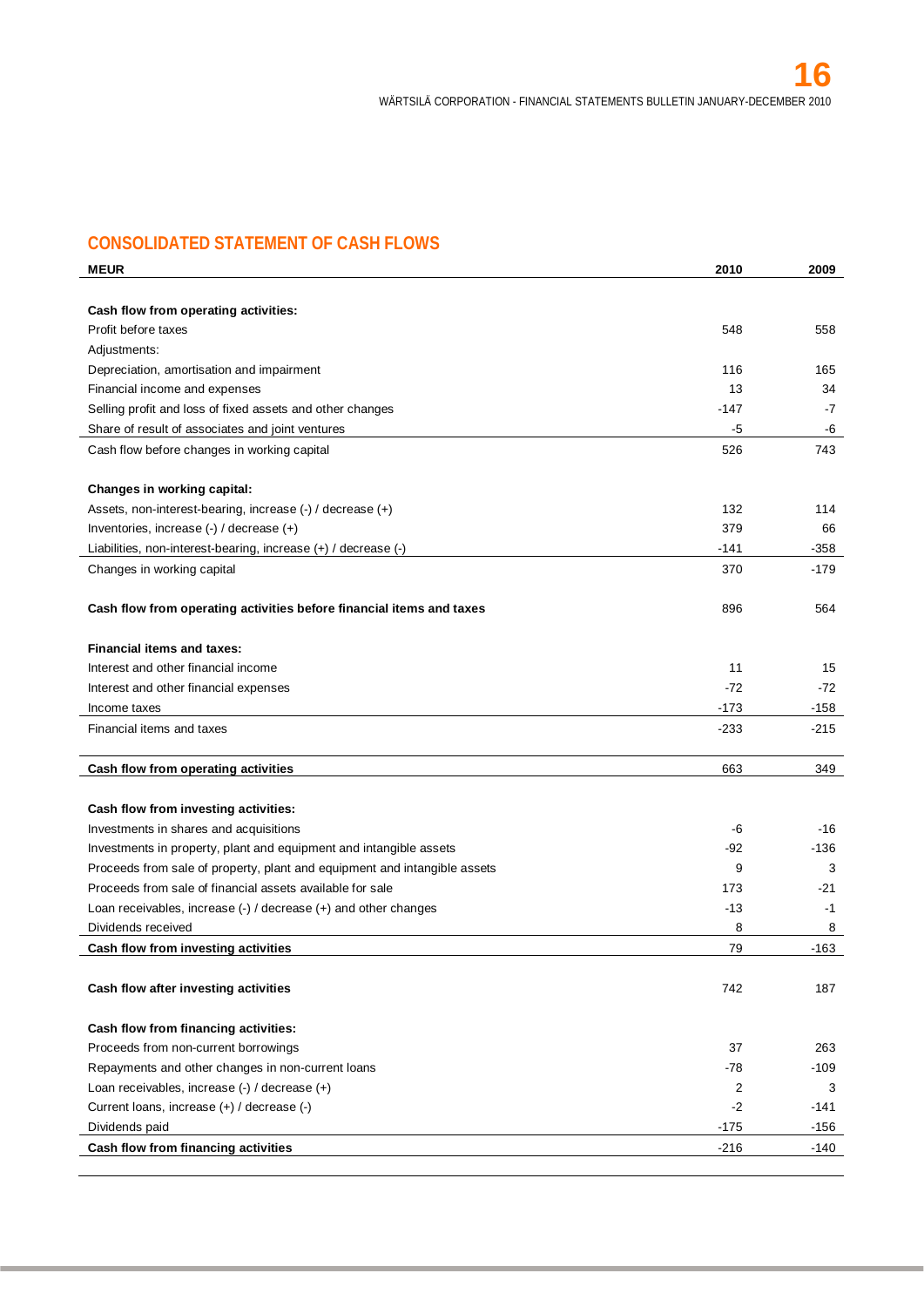## CONSOLIDATED STATEMENT OF CASH FLOWS

| MEUR | 2010 | 2009 |
|---|---|---|
| **Cash flow from operating activities:** | | |
| Profit before taxes | 548 | 558 |
| Adjustments: | | |
| Depreciation, amortisation and impairment | 116 | 165 |
| Financial income and expenses | 13 | 34 |
| Selling profit and loss of fixed assets and other changes | -147 | -7 |
| Share of result of associates and joint ventures | -5 | -6 |
| Cash flow before changes in working capital | 526 | 743 |
| **Changes in working capital:** | | |
| Assets, non-interest-bearing, increase (-) / decrease (+) | 132 | 114 |
| Inventories, increase (-) / decrease (+) | 379 | 66 |
| Liabilities, non-interest-bearing, increase (+) / decrease (-) | -141 | -358 |
| Changes in working capital | 370 | -179 |
| **Cash flow from operating activities before financial items and taxes** | 896 | 564 |
| **Financial items and taxes:** | | |
| Interest and other financial income | 11 | 15 |
| Interest and other financial expenses | -72 | -72 |
| Income taxes | -173 | -158 |
| Financial items and taxes | -233 | -215 |
| **Cash flow from operating activities** | 663 | 349 |
| **Cash flow from investing activities:** | | |
| Investments in shares and acquisitions | -6 | -16 |
| Investments in property, plant and equipment and intangible assets | -92 | -136 |
| Proceeds from sale of property, plant and equipment and intangible assets | 9 | 3 |
| Proceeds from sale of financial assets available for sale | 173 | -21 |
| Loan receivables, increase (-) / decrease (+) and other changes | -13 | -1 |
| Dividends received | 8 | 8 |
| **Cash flow from investing activities** | 79 | -163 |
| **Cash flow after investing activities** | 742 | 187 |
| **Cash flow from financing activities:** | | |
| Proceeds from non-current borrowings | 37 | 263 |
| Repayments and other changes in non-current loans | -78 | -109 |
| Loan receivables, increase (-) / decrease (+) | 2 | 3 |
| Current loans, increase (+) / decrease (-) | -2 | -141 |
| Dividends paid | -175 | -156 |
| **Cash flow from financing activities** | -216 | -140 |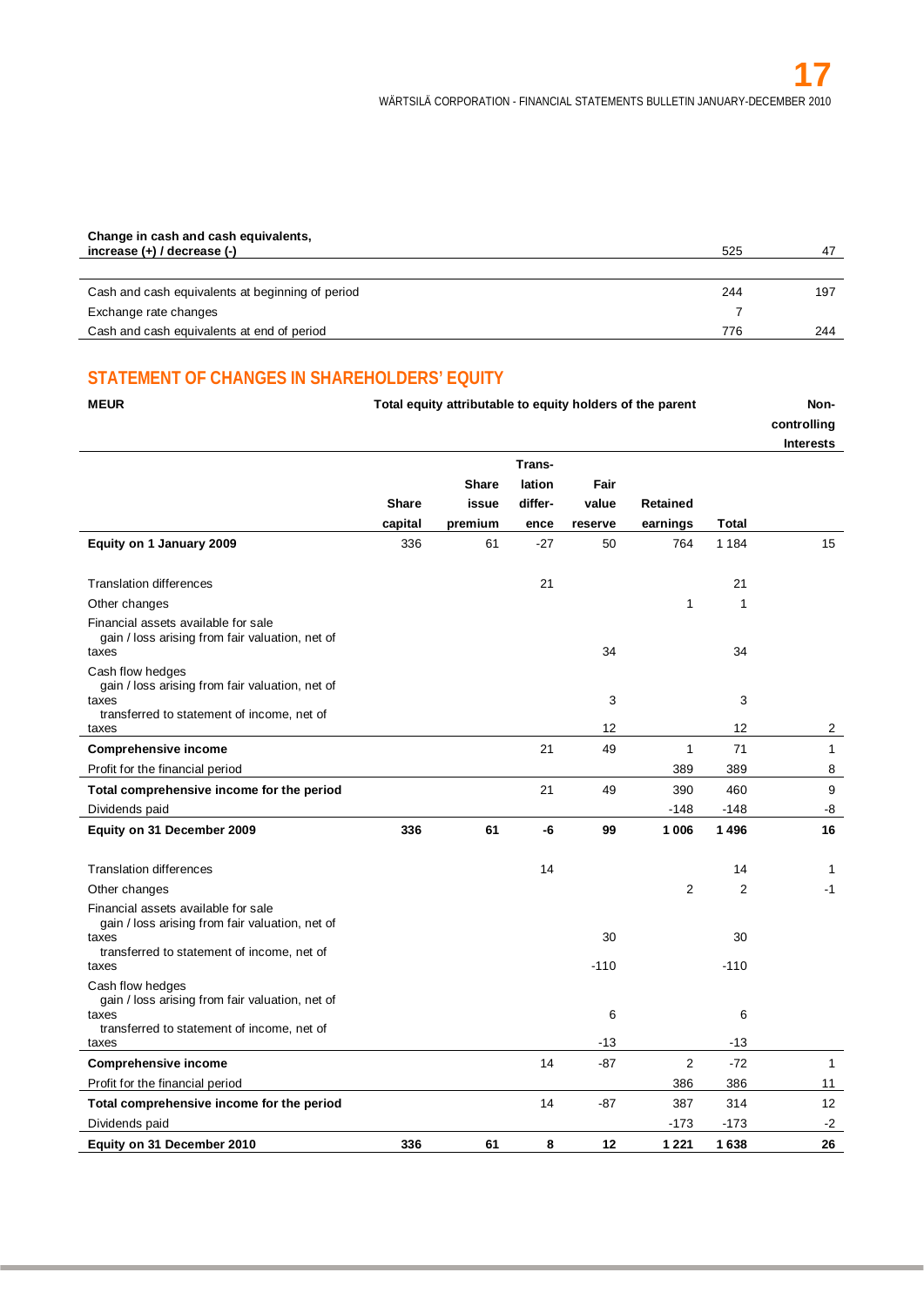| Change in cash and cash equivalents, increase (+) / decrease (-) | 525 | 47 |
|---|---|---|
| | | |
| Cash and cash equivalents at beginning of period | 244 | 197 |
| Exchange rate changes | 7 | |
| Cash and cash equivalents at end of period | 776 | 244 |

## STATEMENT OF CHANGES IN SHAREHOLDERS' EQUITY

| MEUR | Total equity attributable to equity holders of the parent | | | | | | Non-controlling Interests |
|---|---|---|---|---|---|---|---|
| | Share capital | Share issue premium | Trans-lation differ-ence | Fair value reserve | Retained earnings | Total | |
| **Equity on 1 January 2009** | 336 | 61 | -27 | 50 | 764 | 1 184 | 15 |
| | | | | | | | |
| Translation differences | | | 21 | | | 21 | |
| Other changes | | | | | 1 | 1 | |
| Financial assets available for sale | | | | | | | |
| gain / loss arising from fair valuation, net of taxes | | | | 34 | | 34 | |
| Cash flow hedges | | | | | | | |
| gain / loss arising from fair valuation, net of taxes | | | | 3 | | 3 | |
| transferred to statement of income, net of taxes | | | | 12 | | 12 | 2 |
| **Comprehensive income** | | | 21 | 49 | 1 | 71 | 1 |
| Profit for the financial period | | | | | 389 | 389 | 8 |
| **Total comprehensive income for the period** | | | 21 | 49 | 390 | 460 | 9 |
| Dividends paid | | | | | -148 | -148 | -8 |
| **Equity on 31 December 2009** | **336** | **61** | **-6** | **99** | **1 006** | **1 496** | **16** |
| | | | | | | | |
| Translation differences | | | 14 | | | 14 | 1 |
| Other changes | | | | | 2 | 2 | -1 |
| Financial assets available for sale | | | | | | | |
| gain / loss arising from fair valuation, net of taxes | | | | 30 | | 30 | |
| transferred to statement of income, net of taxes | | | | -110 | | -110 | |
| Cash flow hedges | | | | | | | |
| gain / loss arising from fair valuation, net of taxes | | | | 6 | | 6 | |
| transferred to statement of income, net of taxes | | | | -13 | | -13 | |
| **Comprehensive income** | | | 14 | -87 | 2 | -72 | 1 |
| Profit for the financial period | | | | | 386 | 386 | 11 |
| **Total comprehensive income for the period** | | | 14 | -87 | 387 | 314 | 12 |
| Dividends paid | | | | | -173 | -173 | -2 |
| **Equity on 31 December 2010** | **336** | **61** | **8** | **12** | **1 221** | **1 638** | **26** |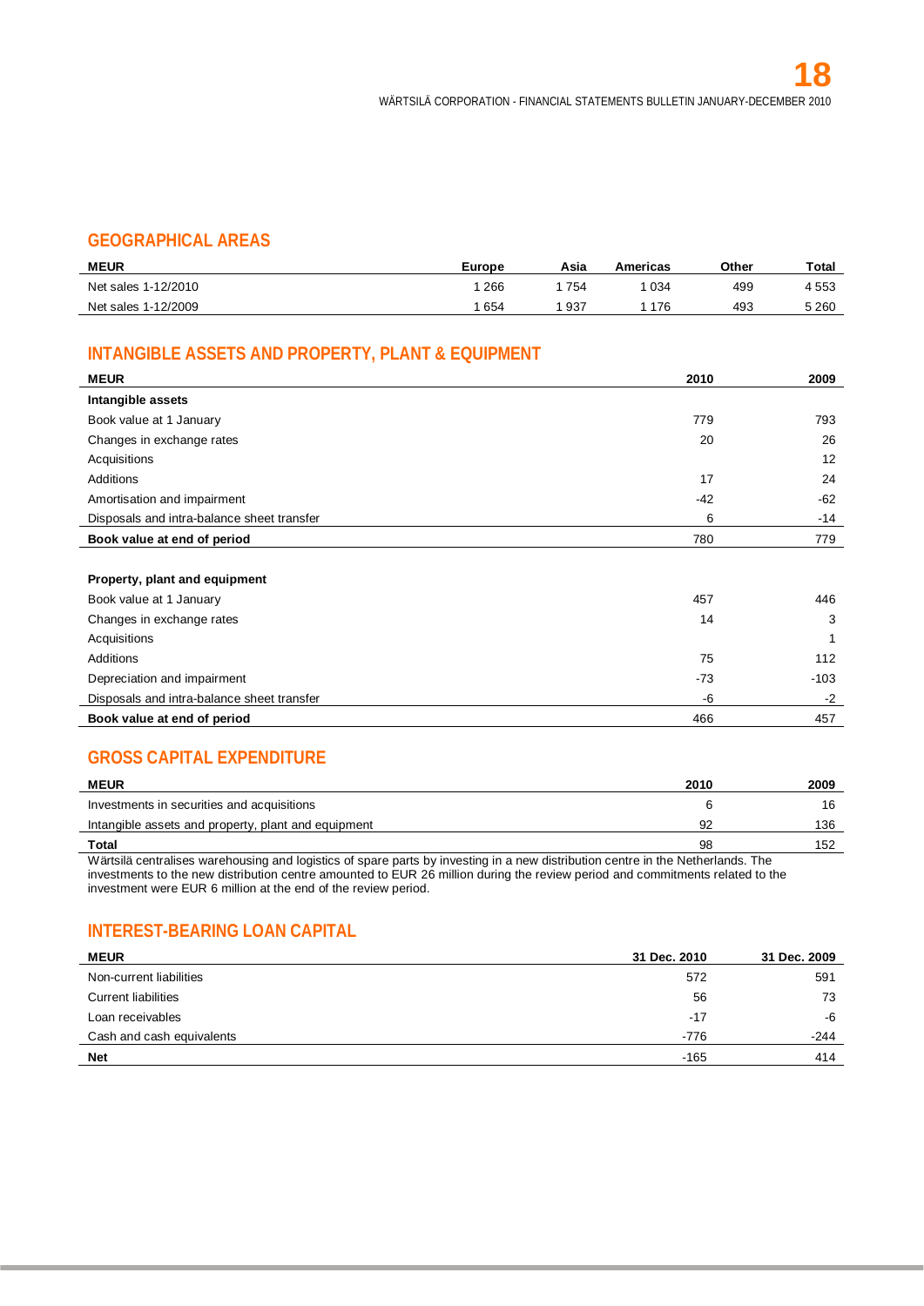## GEOGRAPHICAL AREAS

| MEUR | Europe | Asia | Americas | Other | Total |
|---|---|---|---|---|---|
| Net sales 1-12/2010 | 1 266 | 1 754 | 1 034 | 499 | 4 553 |
| Net sales 1-12/2009 | 1 654 | 1 937 | 1 176 | 493 | 5 260 |

## INTANGIBLE ASSETS AND PROPERTY, PLANT & EQUIPMENT

| MEUR | 2010 | 2009 |
|---|---|---|
| **Intangible assets** | | |
| Book value at 1 January | 779 | 793 |
| Changes in exchange rates | 20 | 26 |
| Acquisitions | | 12 |
| Additions | 17 | 24 |
| Amortisation and impairment | -42 | -62 |
| Disposals and intra-balance sheet transfer | 6 | -14 |
| **Book value at end of period** | 780 | 779 |
| | | |
| **Property, plant and equipment** | | |
| Book value at 1 January | 457 | 446 |
| Changes in exchange rates | 14 | 3 |
| Acquisitions | | 1 |
| Additions | 75 | 112 |
| Depreciation and impairment | -73 | -103 |
| Disposals and intra-balance sheet transfer | -6 | -2 |
| **Book value at end of period** | 466 | 457 |

## GROSS CAPITAL EXPENDITURE

| MEUR | 2010 | 2009 |
|---|---|---|
| Investments in securities and acquisitions | 6 | 16 |
| Intangible assets and property, plant and equipment | 92 | 136 |
| **Total** | 98 | 152 |

Wärtsilä centralises warehousing and logistics of spare parts by investing in a new distribution centre in the Netherlands. The investments to the new distribution centre amounted to EUR 26 million during the review period and commitments related to the investment were EUR 6 million at the end of the review period.

## INTEREST-BEARING LOAN CAPITAL

| MEUR | 31 Dec. 2010 | 31 Dec. 2009 |
|---|---|---|
| Non-current liabilities | 572 | 591 |
| Current liabilities | 56 | 73 |
| Loan receivables | -17 | -6 |
| Cash and cash equivalents | -776 | -244 |
| **Net** | -165 | 414 |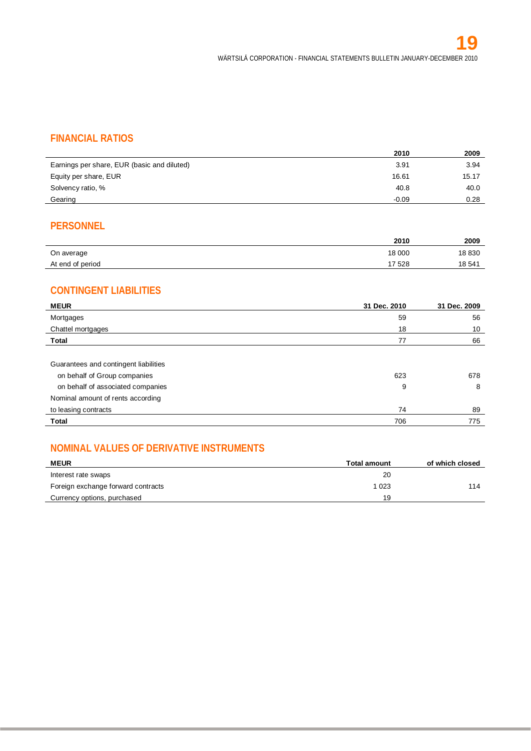## FINANCIAL RATIOS

| | 2010 | 2009 |
|---|---|---|
| Earnings per share, EUR (basic and diluted) | 3.91 | 3.94 |
| Equity per share, EUR | 16.61 | 15.17 |
| Solvency ratio, % | 40.8 | 40.0 |
| Gearing | -0.09 | 0.28 |

## PERSONNEL

| | 2010 | 2009 |
|---|---|---|
| On average | 18 000 | 18 830 |
| At end of period | 17 528 | 18 541 |

## CONTINGENT LIABILITIES

| MEUR | 31 Dec. 2010 | 31 Dec. 2009 |
|---|---|---|
| Mortgages | 59 | 56 |
| Chattel mortgages | 18 | 10 |
| **Total** | 77 | 66 |
| | | |
| Guarantees and contingent liabilities | | |
| on behalf of Group companies | 623 | 678 |
| on behalf of associated companies | 9 | 8 |
| Nominal amount of rents according to leasing contracts | 74 | 89 |
| **Total** | 706 | 775 |

## NOMINAL VALUES OF DERIVATIVE INSTRUMENTS

| MEUR | Total amount | of which closed |
|---|---|---|
| Interest rate swaps | 20 | |
| Foreign exchange forward contracts | 1 023 | 114 |
| Currency options, purchased | 19 | |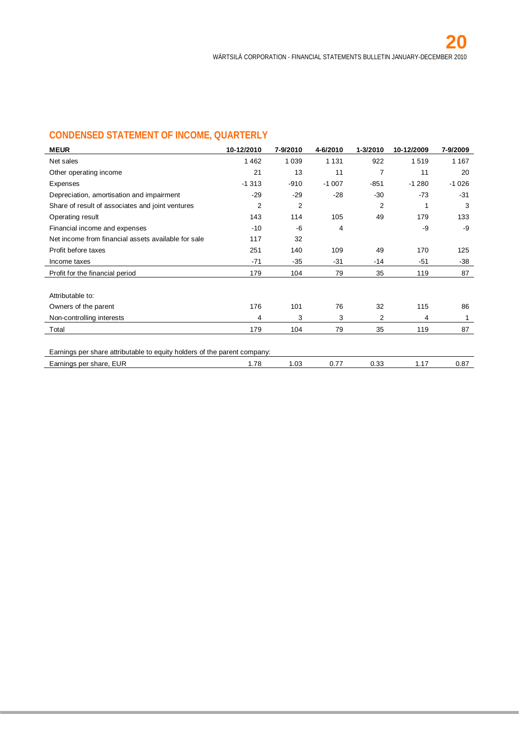## CONDENSED STATEMENT OF INCOME, QUARTERLY

| MEUR | 10-12/2010 | 7-9/2010 | 4-6/2010 | 1-3/2010 | 10-12/2009 | 7-9/2009 |
|---|---|---|---|---|---|---|
| Net sales | 1 462 | 1 039 | 1 131 | 922 | 1 519 | 1 167 |
| Other operating income | 21 | 13 | 11 | 7 | 11 | 20 |
| Expenses | -1 313 | -910 | -1 007 | -851 | -1 280 | -1 026 |
| Depreciation, amortisation and impairment | -29 | -29 | -28 | -30 | -73 | -31 |
| Share of result of associates and joint ventures | 2 | 2 | | 2 | 1 | 3 |
| Operating result | 143 | 114 | 105 | 49 | 179 | 133 |
| Financial income and expenses | -10 | -6 | 4 | | -9 | -9 |
| Net income from financial assets available for sale | 117 | 32 | | | | |
| Profit before taxes | 251 | 140 | 109 | 49 | 170 | 125 |
| Income taxes | -71 | -35 | -31 | -14 | -51 | -38 |
| Profit for the financial period | 179 | 104 | 79 | 35 | 119 | 87 |
| | | | | | | |
| Attributable to: | | | | | | |
| Owners of the parent | 176 | 101 | 76 | 32 | 115 | 86 |
| Non-controlling interests | 4 | 3 | 3 | 2 | 4 | 1 |
| Total | 179 | 104 | 79 | 35 | 119 | 87 |
| | | | | | | |
| Earnings per share attributable to equity holders of the parent company: | | | | | | |
| Earnings per share, EUR | 1.78 | 1.03 | 0.77 | 0.33 | 1.17 | 0.87 |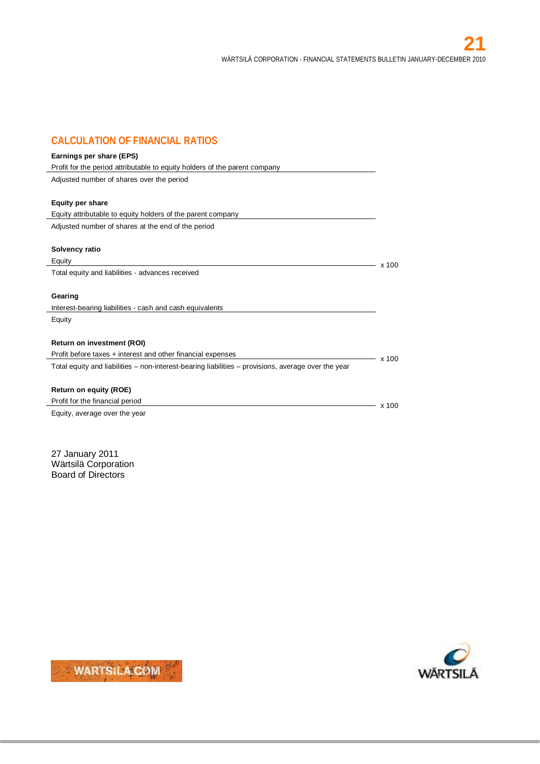## CALCULATION OF FINANCIAL RATIOS

**Earnings per share (EPS)**

$$\frac{\text{Profit for the period attributable to equity holders of the parent company}}{\text{Adjusted number of shares over the period}}$$

**Equity per share**

$$\frac{\text{Equity attributable to equity holders of the parent company}}{\text{Adjusted number of shares at the end of the period}}$$

**Solvency ratio**

$$\frac{\text{Equity}}{\text{Total equity and liabilities - advances received}} \times 100$$

**Gearing**

$$\frac{\text{Interest-bearing liabilities - cash and cash equivalents}}{\text{Equity}}$$

**Return on investment (ROI)**

$$\frac{\text{Profit before taxes + interest and other financial expenses}}{\text{Total equity and liabilities – non-interest-bearing liabilities – provisions, average over the year}} \times 100$$

**Return on equity (ROE)**

$$\frac{\text{Profit for the financial period}}{\text{Equity, average over the year}} \times 100$$

27 January 2011
Wärtsilä Corporation
Board of Directors